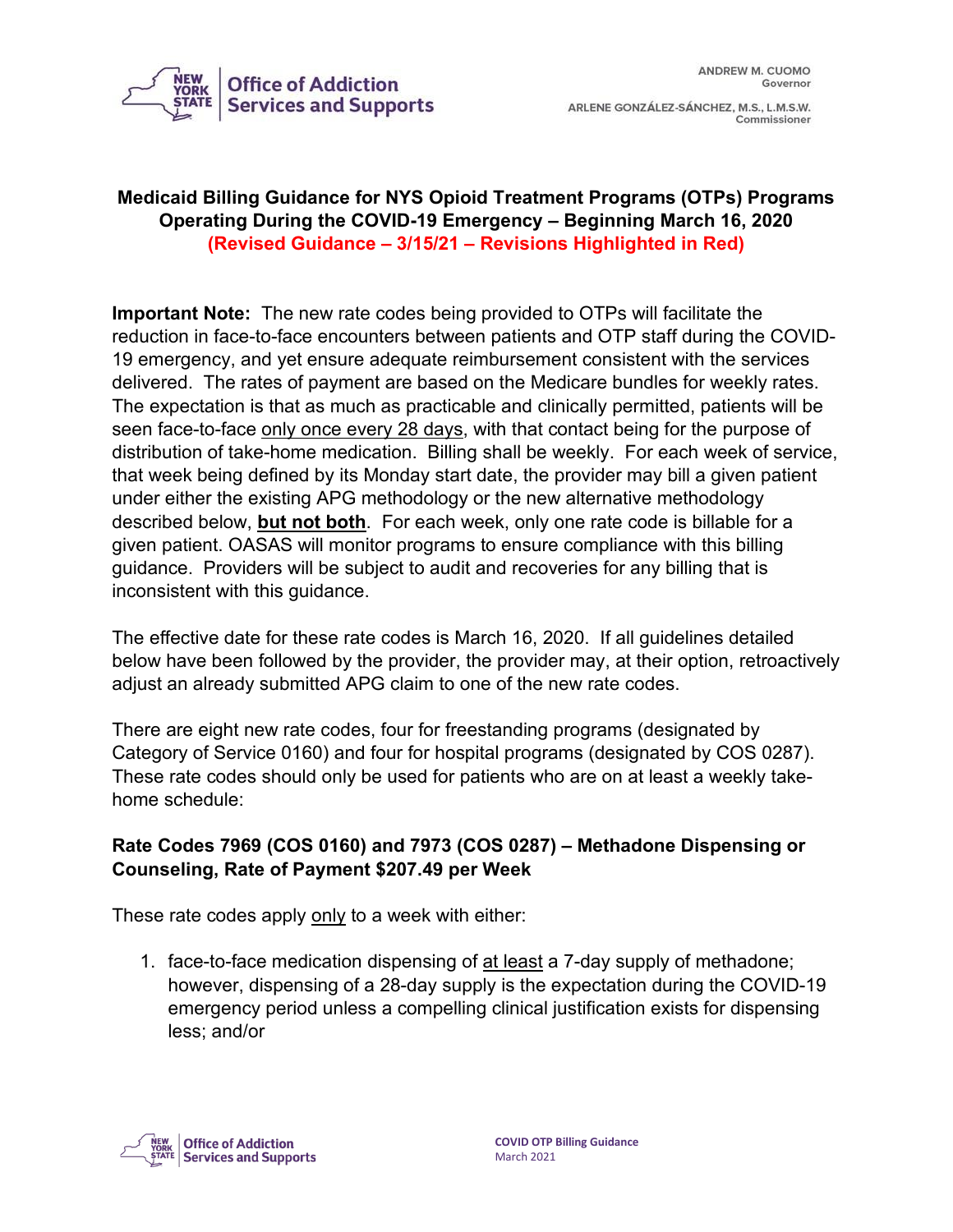New York State Office of Addiction Services and Supports

ANDREW M. CUOMO
Governor

ARLENE GONZÁLEZ-SÁNCHEZ, M.S., L.M.S.W.
Commissioner

# Medicaid Billing Guidance for NYS Opioid Treatment Programs (OTPs) Programs Operating During the COVID-19 Emergency – Beginning March 16, 2020

**(Revised Guidance – 3/15/21 – Revisions Highlighted in Red)**

**Important Note:** The new rate codes being provided to OTPs will facilitate the reduction in face-to-face encounters between patients and OTP staff during the COVID-19 emergency, and yet ensure adequate reimbursement consistent with the services delivered. The rates of payment are based on the Medicare bundles for weekly rates. The expectation is that as much as practicable and clinically permitted, patients will be seen face-to-face only once every 28 days, with that contact being for the purpose of distribution of take-home medication. Billing shall be weekly. For each week of service, that week being defined by its Monday start date, the provider may bill a given patient under either the existing APG methodology or the new alternative methodology described below, **but not both**. For each week, only one rate code is billable for a given patient. OASAS will monitor programs to ensure compliance with this billing guidance. Providers will be subject to audit and recoveries for any billing that is inconsistent with this guidance.

The effective date for these rate codes is March 16, 2020. If all guidelines detailed below have been followed by the provider, the provider may, at their option, retroactively adjust an already submitted APG claim to one of the new rate codes.

There are eight new rate codes, four for freestanding programs (designated by Category of Service 0160) and four for hospital programs (designated by COS 0287). These rate codes should only be used for patients who are on at least a weekly take-home schedule:

## Rate Codes 7969 (COS 0160) and 7973 (COS 0287) – Methadone Dispensing or Counseling, Rate of Payment $207.49 per Week

These rate codes apply only to a week with either:

1. face-to-face medication dispensing of at least a 7-day supply of methadone; however, dispensing of a 28-day supply is the expectation during the COVID-19 emergency period unless a compelling clinical justification exists for dispensing less; and/or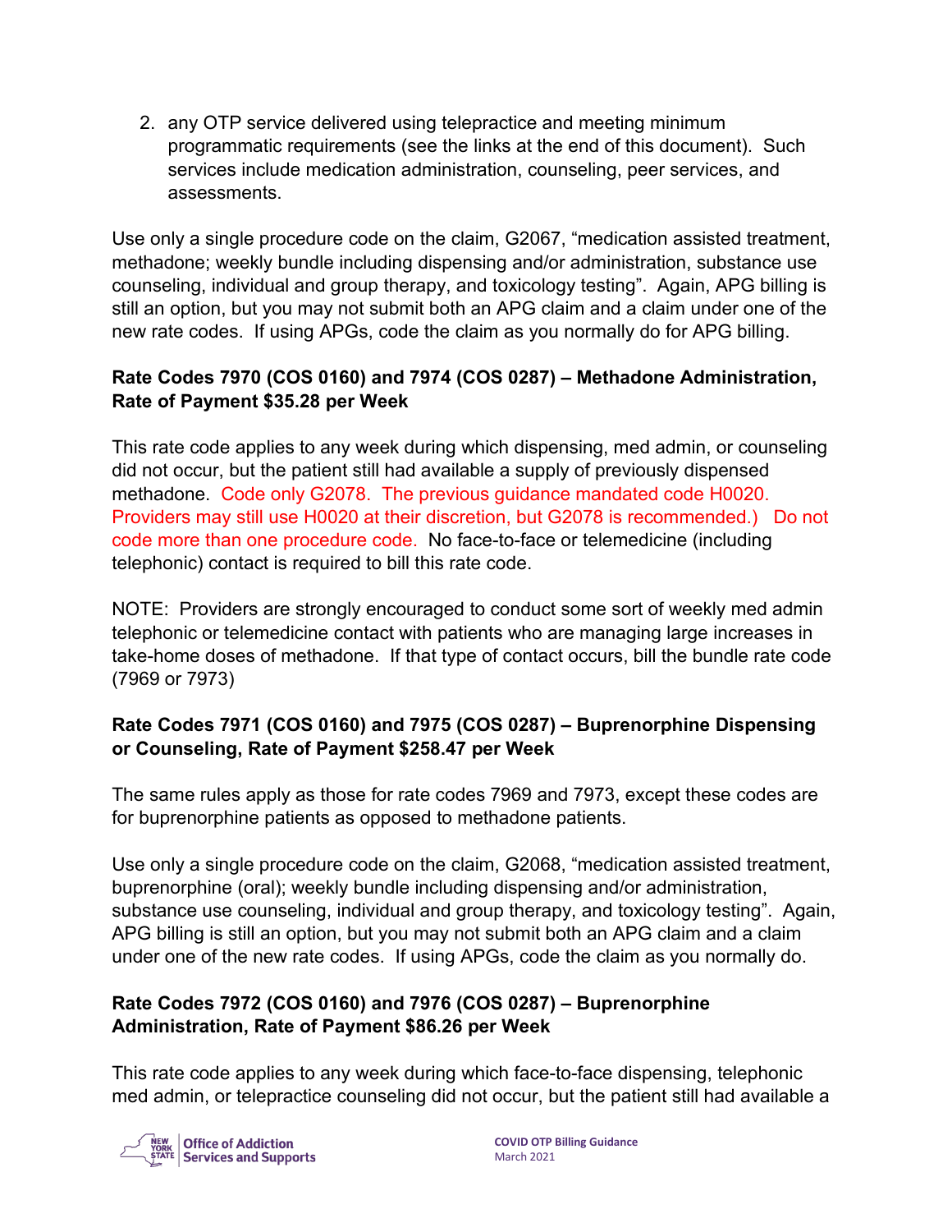2. any OTP service delivered using telepractice and meeting minimum programmatic requirements (see the links at the end of this document). Such services include medication administration, counseling, peer services, and assessments.

Use only a single procedure code on the claim, G2067, "medication assisted treatment, methadone; weekly bundle including dispensing and/or administration, substance use counseling, individual and group therapy, and toxicology testing". Again, APG billing is still an option, but you may not submit both an APG claim and a claim under one of the new rate codes. If using APGs, code the claim as you normally do for APG billing.

**Rate Codes 7970 (COS 0160) and 7974 (COS 0287) – Methadone Administration, Rate of Payment $35.28 per Week**

This rate code applies to any week during which dispensing, med admin, or counseling did not occur, but the patient still had available a supply of previously dispensed methadone. Code only G2078. The previous guidance mandated code H0020. Providers may still use H0020 at their discretion, but G2078 is recommended.) Do not code more than one procedure code. No face-to-face or telemedicine (including telephonic) contact is required to bill this rate code.

NOTE: Providers are strongly encouraged to conduct some sort of weekly med admin telephonic or telemedicine contact with patients who are managing large increases in take-home doses of methadone. If that type of contact occurs, bill the bundle rate code (7969 or 7973)

**Rate Codes 7971 (COS 0160) and 7975 (COS 0287) – Buprenorphine Dispensing or Counseling, Rate of Payment $258.47 per Week**

The same rules apply as those for rate codes 7969 and 7973, except these codes are for buprenorphine patients as opposed to methadone patients.

Use only a single procedure code on the claim, G2068, "medication assisted treatment, buprenorphine (oral); weekly bundle including dispensing and/or administration, substance use counseling, individual and group therapy, and toxicology testing". Again, APG billing is still an option, but you may not submit both an APG claim and a claim under one of the new rate codes. If using APGs, code the claim as you normally do.

**Rate Codes 7972 (COS 0160) and 7976 (COS 0287) – Buprenorphine Administration, Rate of Payment $86.26 per Week**

This rate code applies to any week during which face-to-face dispensing, telephonic med admin, or telepractice counseling did not occur, but the patient still had available a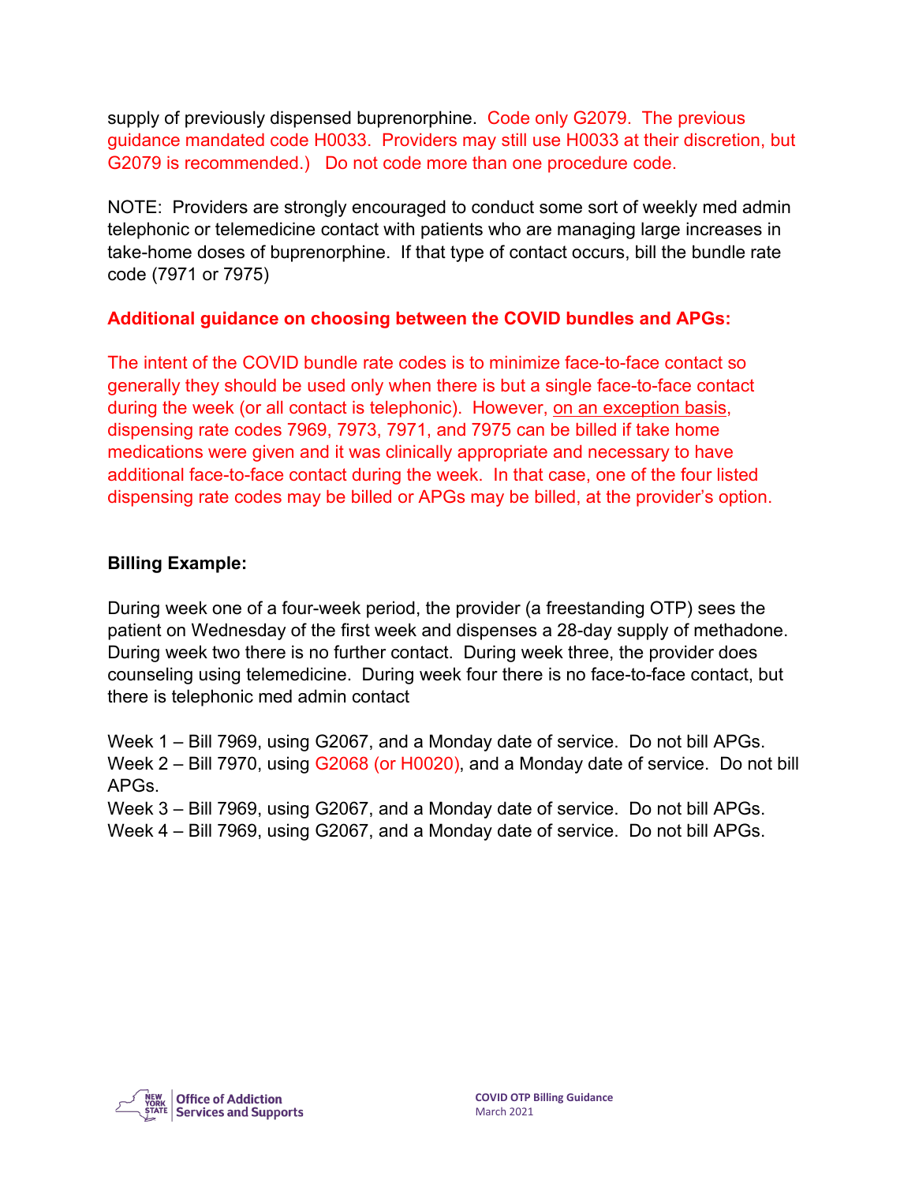supply of previously dispensed buprenorphine. Code only G2079. The previous guidance mandated code H0033. Providers may still use H0033 at their discretion, but G2079 is recommended.) Do not code more than one procedure code.

NOTE: Providers are strongly encouraged to conduct some sort of weekly med admin telephonic or telemedicine contact with patients who are managing large increases in take-home doses of buprenorphine. If that type of contact occurs, bill the bundle rate code (7971 or 7975)

**Additional guidance on choosing between the COVID bundles and APGs:**

The intent of the COVID bundle rate codes is to minimize face-to-face contact so generally they should be used only when there is but a single face-to-face contact during the week (or all contact is telephonic). However, on an exception basis, dispensing rate codes 7969, 7973, 7971, and 7975 can be billed if take home medications were given and it was clinically appropriate and necessary to have additional face-to-face contact during the week. In that case, one of the four listed dispensing rate codes may be billed or APGs may be billed, at the provider's option.

**Billing Example:**

During week one of a four-week period, the provider (a freestanding OTP) sees the patient on Wednesday of the first week and dispenses a 28-day supply of methadone. During week two there is no further contact. During week three, the provider does counseling using telemedicine. During week four there is no face-to-face contact, but there is telephonic med admin contact

Week 1 – Bill 7969, using G2067, and a Monday date of service. Do not bill APGs.
Week 2 – Bill 7970, using G2068 (or H0020), and a Monday date of service. Do not bill APGs.
Week 3 – Bill 7969, using G2067, and a Monday date of service. Do not bill APGs.
Week 4 – Bill 7969, using G2067, and a Monday date of service. Do not bill APGs.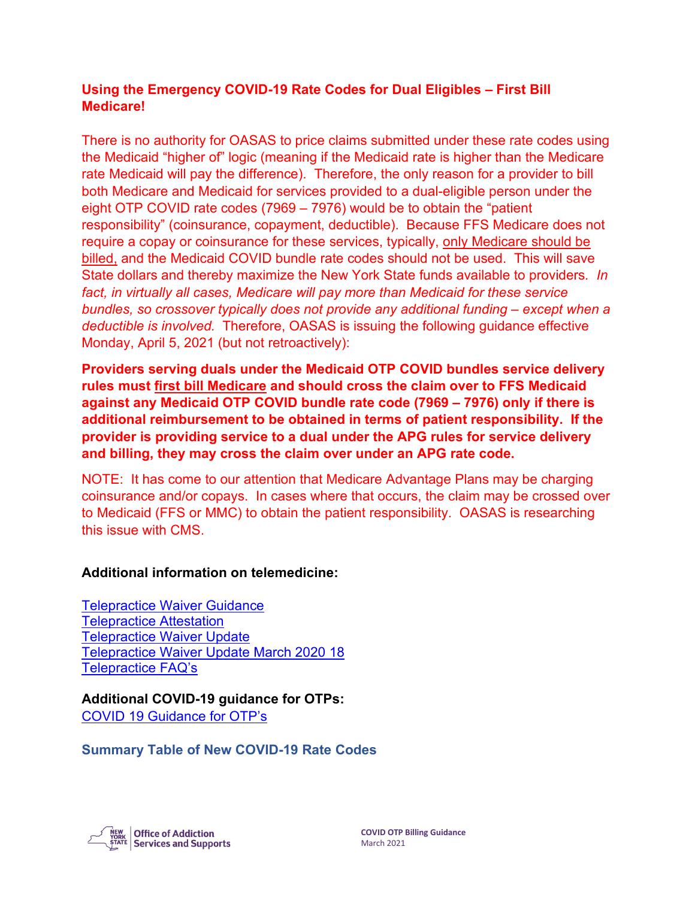### Using the Emergency COVID-19 Rate Codes for Dual Eligibles – First Bill Medicare!

There is no authority for OASAS to price claims submitted under these rate codes using the Medicaid "higher of" logic (meaning if the Medicaid rate is higher than the Medicare rate Medicaid will pay the difference). Therefore, the only reason for a provider to bill both Medicare and Medicaid for services provided to a dual-eligible person under the eight OTP COVID rate codes (7969 – 7976) would be to obtain the "patient responsibility" (coinsurance, copayment, deductible). Because FFS Medicare does not require a copay or coinsurance for these services, typically, only Medicare should be billed, and the Medicaid COVID bundle rate codes should not be used. This will save State dollars and thereby maximize the New York State funds available to providers. *In fact, in virtually all cases, Medicare will pay more than Medicaid for these service bundles, so crossover typically does not provide any additional funding – except when a deductible is involved.* Therefore, OASAS is issuing the following guidance effective Monday, April 5, 2021 (but not retroactively):

**Providers serving duals under the Medicaid OTP COVID bundles service delivery rules must first bill Medicare and should cross the claim over to FFS Medicaid against any Medicaid OTP COVID bundle rate code (7969 – 7976) only if there is additional reimbursement to be obtained in terms of patient responsibility. If the provider is providing service to a dual under the APG rules for service delivery and billing, they may cross the claim over under an APG rate code.**

NOTE: It has come to our attention that Medicare Advantage Plans may be charging coinsurance and/or copays. In cases where that occurs, the claim may be crossed over to Medicaid (FFS or MMC) to obtain the patient responsibility. OASAS is researching this issue with CMS.

**Additional information on telemedicine:**

Telepractice Waiver Guidance
Telepractice Attestation
Telepractice Waiver Update
Telepractice Waiver Update March 2020 18
Telepractice FAQ's

**Additional COVID-19 guidance for OTPs:**
COVID 19 Guidance for OTP's

### Summary Table of New COVID-19 Rate Codes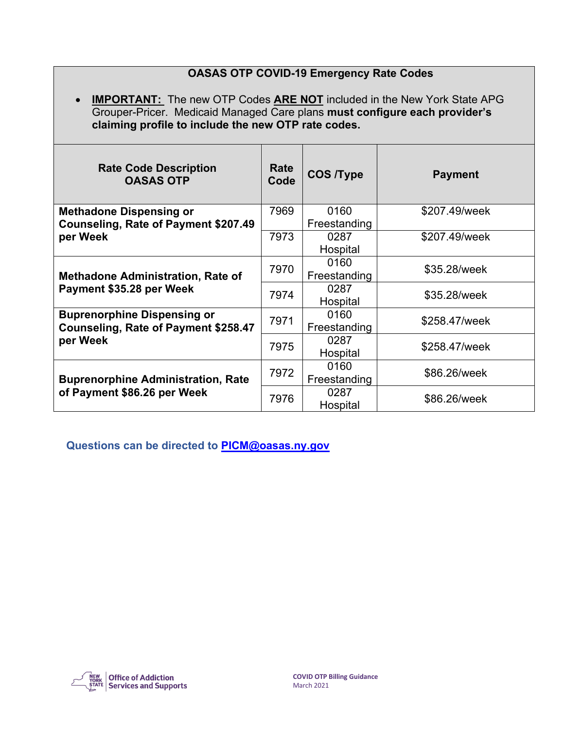## OASAS OTP COVID-19 Emergency Rate Codes

- **IMPORTANT:** The new OTP Codes **ARE NOT** included in the New York State APG Grouper-Pricer. Medicaid Managed Care plans **must configure each provider's claiming profile to include the new OTP rate codes.**

| Rate Code Description OASAS OTP | Rate Code | COS /Type | Payment |
|---|---|---|---|
| **Methadone Dispensing or Counseling, Rate of Payment $207.49 per Week** | 7969 | 0160 Freestanding | $207.49/week |
| | 7973 | 0287 Hospital | $207.49/week |
| **Methadone Administration, Rate of Payment $35.28 per Week** | 7970 | 0160 Freestanding | $35.28/week |
| | 7974 | 0287 Hospital | $35.28/week |
| **Buprenorphine Dispensing or Counseling, Rate of Payment $258.47 per Week** | 7971 | 0160 Freestanding | $258.47/week |
| | 7975 | 0287 Hospital | $258.47/week |
| **Buprenorphine Administration, Rate of Payment $86.26 per Week** | 7972 | 0160 Freestanding | $86.26/week |
| | 7976 | 0287 Hospital | $86.26/week |

**Questions can be directed to PICM@oasas.ny.gov**